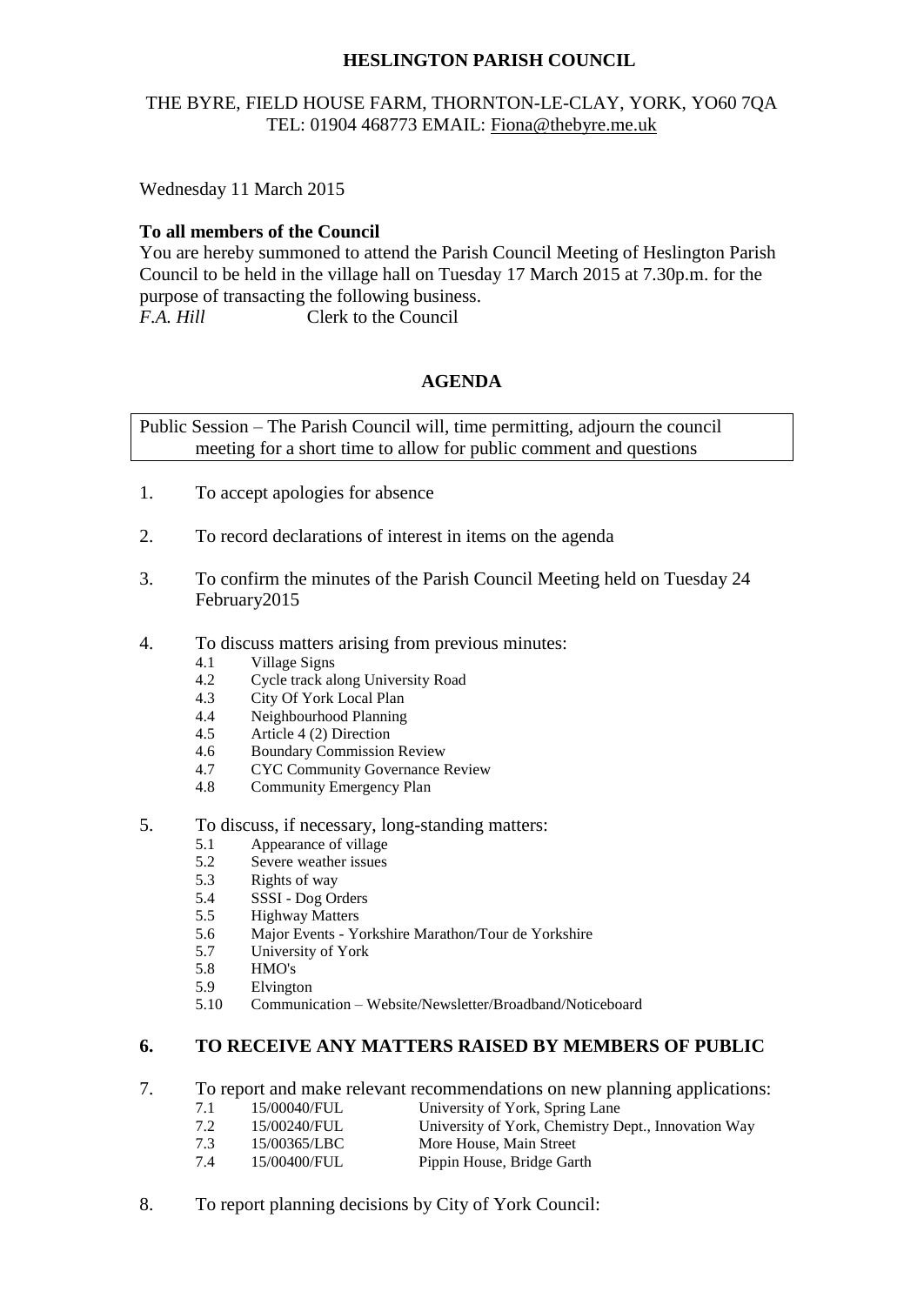**HESLINGTON PARISH COUNCIL**

THE BYRE, FIELD HOUSE FARM, THORNTON-LE-CLAY, YORK, YO60 7QA
TEL: 01904 468773 EMAIL: Fiona@thebyre.me.uk

Wednesday 11 March 2015

**To all members of the Council**

You are hereby summoned to attend the Parish Council Meeting of Heslington Parish Council to be held in the village hall on Tuesday 17 March 2015 at 7.30p.m. for the purpose of transacting the following business.

*F.A. Hill* Clerk to the Council

## AGENDA

Public Session – The Parish Council will, time permitting, adjourn the council meeting for a short time to allow for public comment and questions

1. To accept apologies for absence

2. To record declarations of interest in items on the agenda

3. To confirm the minutes of the Parish Council Meeting held on Tuesday 24 February2015

4. To discuss matters arising from previous minutes:
   - 4.1 Village Signs
   - 4.2 Cycle track along University Road
   - 4.3 City Of York Local Plan
   - 4.4 Neighbourhood Planning
   - 4.5 Article 4 (2) Direction
   - 4.6 Boundary Commission Review
   - 4.7 CYC Community Governance Review
   - 4.8 Community Emergency Plan

5. To discuss, if necessary, long-standing matters:
   - 5.1 Appearance of village
   - 5.2 Severe weather issues
   - 5.3 Rights of way
   - 5.4 SSSI - Dog Orders
   - 5.5 Highway Matters
   - 5.6 Major Events - Yorkshire Marathon/Tour de Yorkshire
   - 5.7 University of York
   - 5.8 HMO's
   - 5.9 Elvington
   - 5.10 Communication – Website/Newsletter/Broadband/Noticeboard

**6. TO RECEIVE ANY MATTERS RAISED BY MEMBERS OF PUBLIC**

7. To report and make relevant recommendations on new planning applications:
   - 7.1 15/00040/FUL University of York, Spring Lane
   - 7.2 15/00240/FUL University of York, Chemistry Dept., Innovation Way
   - 7.3 15/00365/LBC More House, Main Street
   - 7.4 15/00400/FUL Pippin House, Bridge Garth

8. To report planning decisions by City of York Council: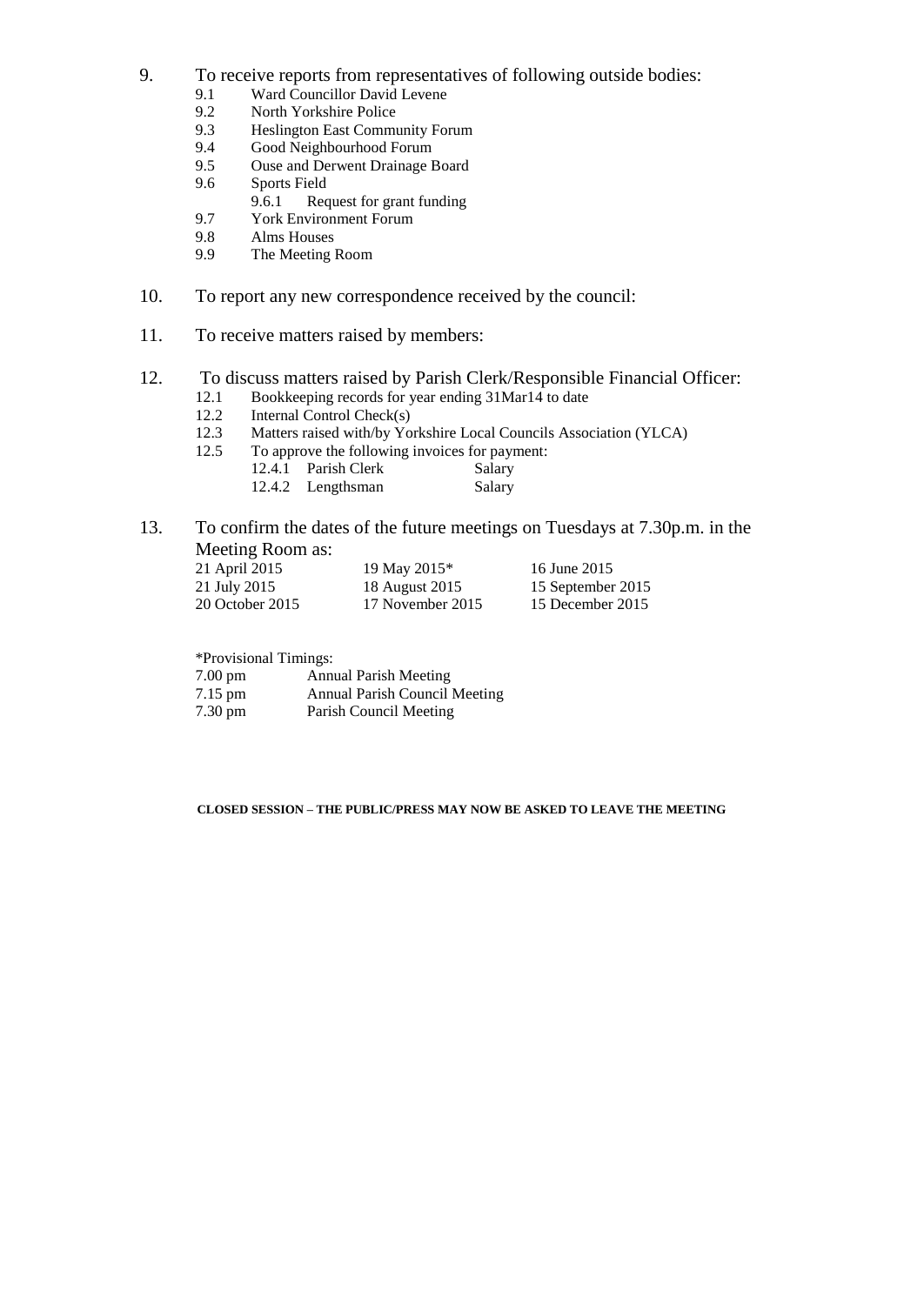9. To receive reports from representatives of following outside bodies:
   - 9.1 Ward Councillor David Levene
   - 9.2 North Yorkshire Police
   - 9.3 Heslington East Community Forum
   - 9.4 Good Neighbourhood Forum
   - 9.5 Ouse and Derwent Drainage Board
   - 9.6 Sports Field
     - 9.6.1 Request for grant funding
   - 9.7 York Environment Forum
   - 9.8 Alms Houses
   - 9.9 The Meeting Room

10. To report any new correspondence received by the council:

11. To receive matters raised by members:

12. To discuss matters raised by Parish Clerk/Responsible Financial Officer:
    - 12.1 Bookkeeping records for year ending 31Mar14 to date
    - 12.2 Internal Control Check(s)
    - 12.3 Matters raised with/by Yorkshire Local Councils Association (YLCA)
    - 12.5 To approve the following invoices for payment:
      - 12.4.1 Parish Clerk Salary
      - 12.4.2 Lengthsman Salary

13. To confirm the dates of the future meetings on Tuesdays at 7.30p.m. in the Meeting Room as:

| | | |
|---|---|---|
| 21 April 2015 | 19 May 2015* | 16 June 2015 |
| 21 July 2015 | 18 August 2015 | 15 September 2015 |
| 20 October 2015 | 17 November 2015 | 15 December 2015 |

*Provisional Timings:

| | |
|---|---|
| 7.00 pm | Annual Parish Meeting |
| 7.15 pm | Annual Parish Council Meeting |
| 7.30 pm | Parish Council Meeting |

**CLOSED SESSION – THE PUBLIC/PRESS MAY NOW BE ASKED TO LEAVE THE MEETING**